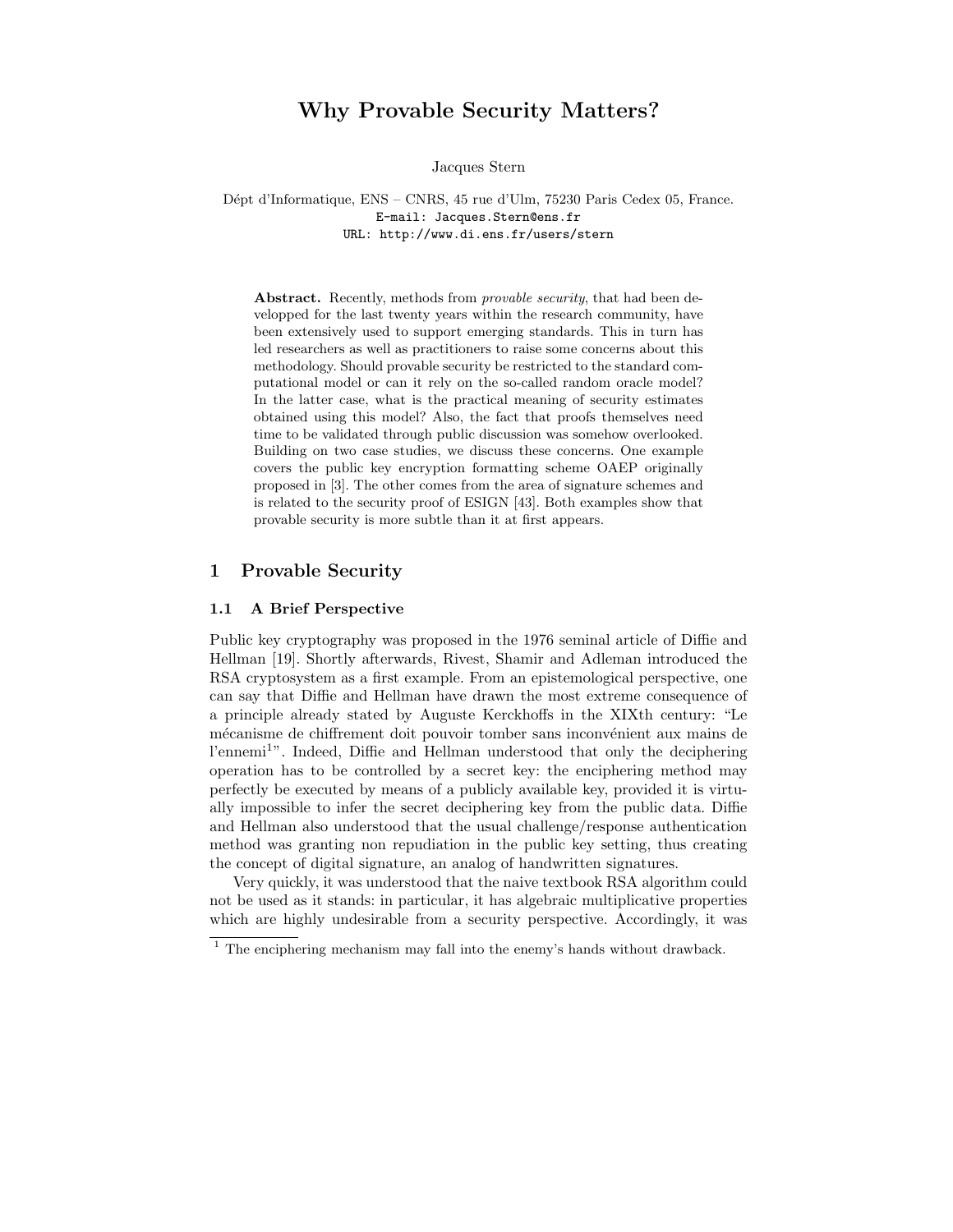# Why Provable Security Matters?

Jacques Stern

Dépt d'Informatique, ENS – CNRS, 45 rue d'Ulm, 75230 Paris Cedex 05, France.
E-mail: Jacques.Stern@ens.fr
URL: http://www.di.ens.fr/users/stern

**Abstract.** Recently, methods from *provable security*, that had been developped for the last twenty years within the research community, have been extensively used to support emerging standards. This in turn has led researchers as well as practitioners to raise some concerns about this methodology. Should provable security be restricted to the standard computational model or can it rely on the so-called random oracle model? In the latter case, what is the practical meaning of security estimates obtained using this model? Also, the fact that proofs themselves need time to be validated through public discussion was somehow overlooked. Building on two case studies, we discuss these concerns. One example covers the public key encryption formatting scheme OAEP originally proposed in [3]. The other comes from the area of signature schemes and is related to the security proof of ESIGN [43]. Both examples show that provable security is more subtle than it at first appears.

## 1 Provable Security

### 1.1 A Brief Perspective

Public key cryptography was proposed in the 1976 seminal article of Diffie and Hellman [19]. Shortly afterwards, Rivest, Shamir and Adleman introduced the RSA cryptosystem as a first example. From an epistemological perspective, one can say that Diffie and Hellman have drawn the most extreme consequence of a principle already stated by Auguste Kerckhoffs in the XIXth century: "Le mécanisme de chiffrement doit pouvoir tomber sans inconvénient aux mains de l'ennemi[1]". Indeed, Diffie and Hellman understood that only the deciphering operation has to be controlled by a secret key: the enciphering method may perfectly be executed by means of a publicly available key, provided it is virtually impossible to infer the secret deciphering key from the public data. Diffie and Hellman also understood that the usual challenge/response authentication method was granting non repudiation in the public key setting, thus creating the concept of digital signature, an analog of handwritten signatures.

Very quickly, it was understood that the naive textbook RSA algorithm could not be used as it stands: in particular, it has algebraic multiplicative properties which are highly undesirable from a security perspective. Accordingly, it was

[1] The enciphering mechanism may fall into the enemy's hands without drawback.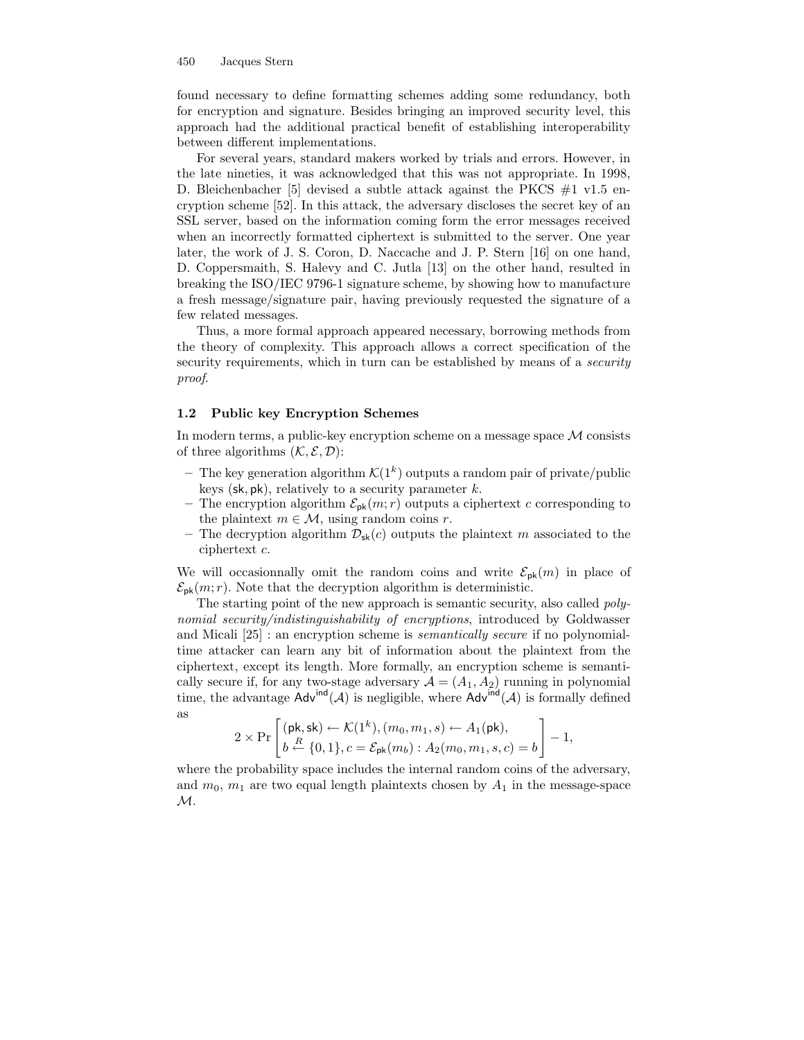found necessary to define formatting schemes adding some redundancy, both for encryption and signature. Besides bringing an improved security level, this approach had the additional practical benefit of establishing interoperability between different implementations.

For several years, standard makers worked by trials and errors. However, in the late nineties, it was acknowledged that this was not appropriate. In 1998, D. Bleichenbacher [5] devised a subtle attack against the PKCS #1 v1.5 encryption scheme [52]. In this attack, the adversary discloses the secret key of an SSL server, based on the information coming form the error messages received when an incorrectly formatted ciphertext is submitted to the server. One year later, the work of J. S. Coron, D. Naccache and J. P. Stern [16] on one hand, D. Coppersmaith, S. Halevy and C. Jutla [13] on the other hand, resulted in breaking the ISO/IEC 9796-1 signature scheme, by showing how to manufacture a fresh message/signature pair, having previously requested the signature of a few related messages.

Thus, a more formal approach appeared necessary, borrowing methods from the theory of complexity. This approach allows a correct specification of the security requirements, which in turn can be established by means of a *security proof*.

### 1.2 Public key Encryption Schemes

In modern terms, a public-key encryption scheme on a message space $\mathcal{M}$ consists of three algorithms $(\mathcal{K}, \mathcal{E}, \mathcal{D})$:

- The key generation algorithm $\mathcal{K}(1^k)$ outputs a random pair of private/public keys $(\mathsf{sk}, \mathsf{pk})$, relatively to a security parameter $k$.
- The encryption algorithm $\mathcal{E}_{\mathsf{pk}}(m; r)$ outputs a ciphertext $c$ corresponding to the plaintext $m \in \mathcal{M}$, using random coins $r$.
- The decryption algorithm $\mathcal{D}_{\mathsf{sk}}(c)$ outputs the plaintext $m$ associated to the ciphertext $c$.

We will occasionnally omit the random coins and write $\mathcal{E}_{\mathsf{pk}}(m)$ in place of $\mathcal{E}_{\mathsf{pk}}(m; r)$. Note that the decryption algorithm is deterministic.

The starting point of the new approach is semantic security, also called *polynomial security/indistinguishability of encryptions*, introduced by Goldwasser and Micali [25] : an encryption scheme is *semantically secure* if no polynomial-time attacker can learn any bit of information about the plaintext from the ciphertext, except its length. More formally, an encryption scheme is semantically secure if, for any two-stage adversary $\mathcal{A} = (A_1, A_2)$ running in polynomial time, the advantage $\mathsf{Adv}^{\mathsf{ind}}(\mathcal{A})$ is negligible, where $\mathsf{Adv}^{\mathsf{ind}}(\mathcal{A})$ is formally defined as

$$2 \times \Pr\left[\begin{array}{l}(\mathsf{pk}, \mathsf{sk}) \leftarrow \mathcal{K}(1^k), (m_0, m_1, s) \leftarrow A_1(\mathsf{pk}), \\ b \stackrel{R}{\leftarrow} \{0,1\}, c = \mathcal{E}_{\mathsf{pk}}(m_b) : A_2(m_0, m_1, s, c) = b\end{array}\right] - 1,$$

where the probability space includes the internal random coins of the adversary, and $m_0$, $m_1$ are two equal length plaintexts chosen by $A_1$ in the message-space $\mathcal{M}$.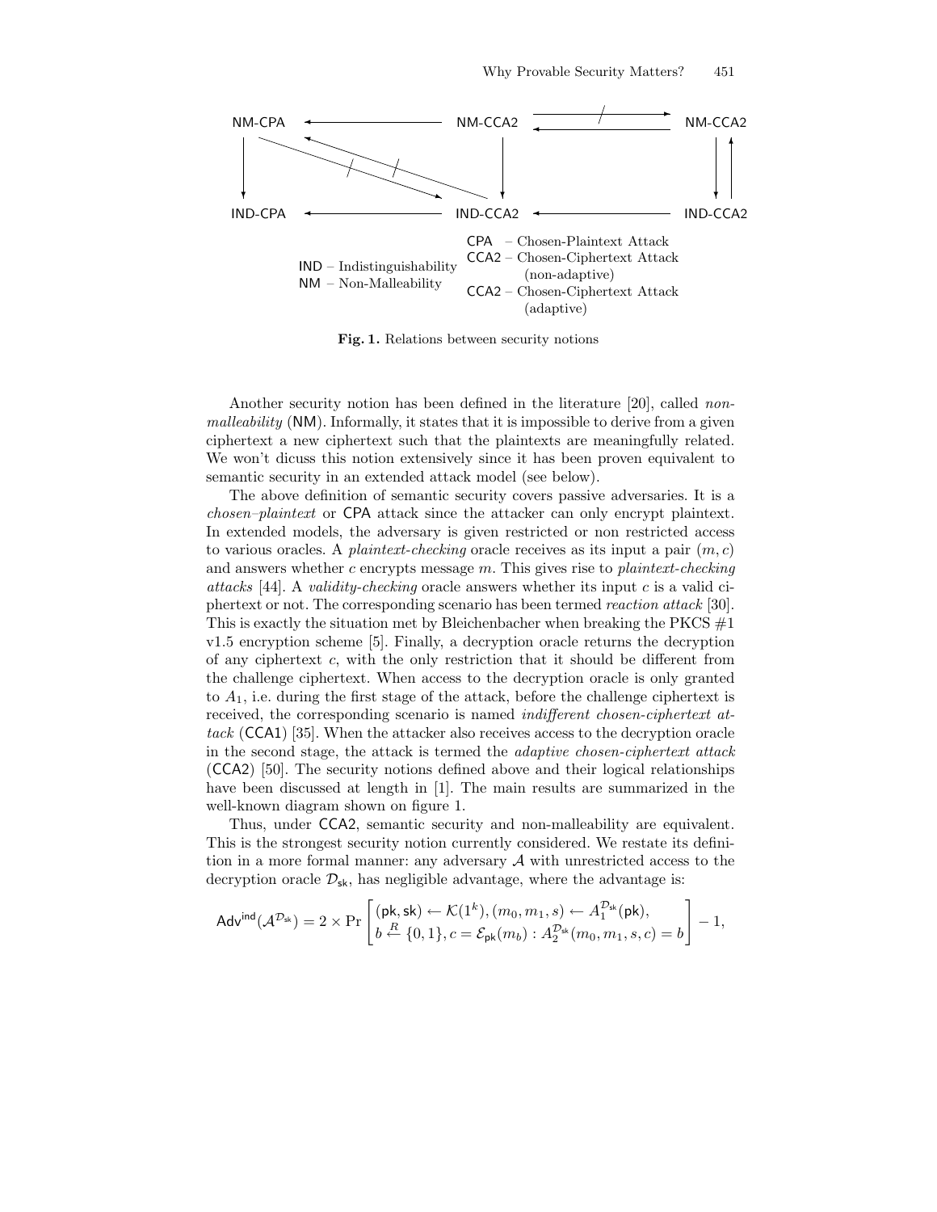| NM-CPA | ← | NM-CCA2 | ⇄ (→ crossed) | NM-CCA2 |
|---|---|---|---|---|
| ↓ | ⤡ (crossed both ways) | ↓ | | ↓↑ |
| IND-CPA | ← | IND-CCA2 | ← | IND-CCA2 |

IND – Indistinguishability
NM – Non-Malleability

CPA – Chosen-Plaintext Attack
CCA2 – Chosen-Ciphertext Attack (non-adaptive)
CCA2 – Chosen-Ciphertext Attack (adaptive)

**Fig. 1.** Relations between security notions

Another security notion has been defined in the literature [20], called *non-malleability* (NM). Informally, it states that it is impossible to derive from a given ciphertext a new ciphertext such that the plaintexts are meaningfully related. We won't dicuss this notion extensively since it has been proven equivalent to semantic security in an extended attack model (see below).

The above definition of semantic security covers passive adversaries. It is a *chosen–plaintext* or CPA attack since the attacker can only encrypt plaintext. In extended models, the adversary is given restricted or non restricted access to various oracles. A *plaintext-checking* oracle receives as its input a pair $(m, c)$ and answers whether $c$ encrypts message $m$. This gives rise to *plaintext-checking attacks* [44]. A *validity-checking* oracle answers whether its input $c$ is a valid ciphertext or not. The corresponding scenario has been termed *reaction attack* [30]. This is exactly the situation met by Bleichenbacher when breaking the PKCS #1 v1.5 encryption scheme [5]. Finally, a decryption oracle returns the decryption of any ciphertext $c$, with the only restriction that it should be different from the challenge ciphertext. When access to the decryption oracle is only granted to $A_1$, i.e. during the first stage of the attack, before the challenge ciphertext is received, the corresponding scenario is named *indifferent chosen-ciphertext attack* (CCA1) [35]. When the attacker also receives access to the decryption oracle in the second stage, the attack is termed the *adaptive chosen-ciphertext attack* (CCA2) [50]. The security notions defined above and their logical relationships have been discussed at length in [1]. The main results are summarized in the well-known diagram shown on figure 1.

Thus, under CCA2, semantic security and non-malleability are equivalent. This is the strongest security notion currently considered. We restate its definition in a more formal manner: any adversary $\mathcal{A}$ with unrestricted access to the decryption oracle $\mathcal{D}_{\mathsf{sk}}$, has negligible advantage, where the advantage is:

$$\mathsf{Adv}^{\mathsf{ind}}(\mathcal{A}^{\mathcal{D}_{\mathsf{sk}}}) = 2 \times \Pr\left[\begin{array}{l}(\mathsf{pk}, \mathsf{sk}) \leftarrow \mathcal{K}(1^k), (m_0, m_1, s) \leftarrow A_1^{\mathcal{D}_{\mathsf{sk}}}(\mathsf{pk}), \\ b \stackrel{R}{\leftarrow} \{0,1\}, c = \mathcal{E}_{\mathsf{pk}}(m_b) : A_2^{\mathcal{D}_{\mathsf{sk}}}(m_0, m_1, s, c) = b\end{array}\right] - 1,$$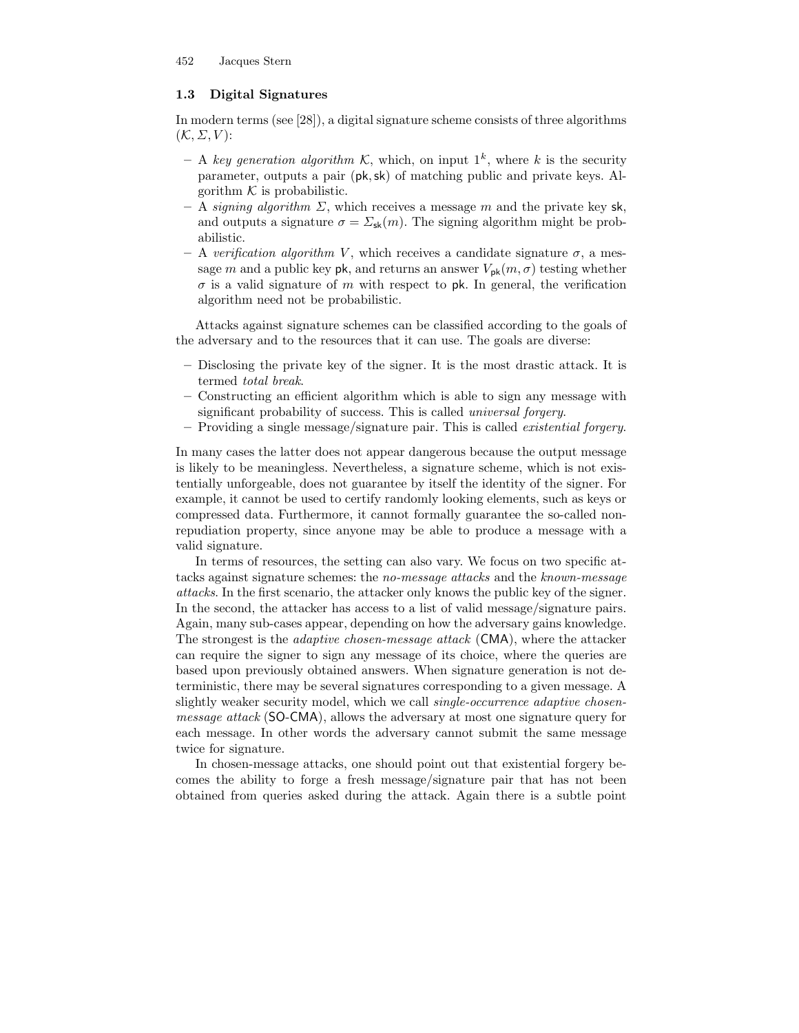### 1.3 Digital Signatures

In modern terms (see [28]), a digital signature scheme consists of three algorithms $(\mathcal{K}, \Sigma, V)$:

- A *key generation algorithm* $\mathcal{K}$, which, on input $1^k$, where $k$ is the security parameter, outputs a pair $(\mathsf{pk}, \mathsf{sk})$ of matching public and private keys. Algorithm $\mathcal{K}$ is probabilistic.
- A *signing algorithm* $\Sigma$, which receives a message $m$ and the private key $\mathsf{sk}$, and outputs a signature $\sigma = \Sigma_{\mathsf{sk}}(m)$. The signing algorithm might be probabilistic.
- A *verification algorithm* $V$, which receives a candidate signature $\sigma$, a message $m$ and a public key $\mathsf{pk}$, and returns an answer $V_{\mathsf{pk}}(m, \sigma)$ testing whether $\sigma$ is a valid signature of $m$ with respect to $\mathsf{pk}$. In general, the verification algorithm need not be probabilistic.

Attacks against signature schemes can be classified according to the goals of the adversary and to the resources that it can use. The goals are diverse:

- Disclosing the private key of the signer. It is the most drastic attack. It is termed *total break*.
- Constructing an efficient algorithm which is able to sign any message with significant probability of success. This is called *universal forgery*.
- Providing a single message/signature pair. This is called *existential forgery*.

In many cases the latter does not appear dangerous because the output message is likely to be meaningless. Nevertheless, a signature scheme, which is not existentially unforgeable, does not guarantee by itself the identity of the signer. For example, it cannot be used to certify randomly looking elements, such as keys or compressed data. Furthermore, it cannot formally guarantee the so-called non-repudiation property, since anyone may be able to produce a message with a valid signature.

In terms of resources, the setting can also vary. We focus on two specific attacks against signature schemes: the *no-message attacks* and the *known-message attacks*. In the first scenario, the attacker only knows the public key of the signer. In the second, the attacker has access to a list of valid message/signature pairs. Again, many sub-cases appear, depending on how the adversary gains knowledge. The strongest is the *adaptive chosen-message attack* (CMA), where the attacker can require the signer to sign any message of its choice, where the queries are based upon previously obtained answers. When signature generation is not deterministic, there may be several signatures corresponding to a given message. A slightly weaker security model, which we call *single-occurrence adaptive chosen-message attack* (SO-CMA), allows the adversary at most one signature query for each message. In other words the adversary cannot submit the same message twice for signature.

In chosen-message attacks, one should point out that existential forgery becomes the ability to forge a fresh message/signature pair that has not been obtained from queries asked during the attack. Again there is a subtle point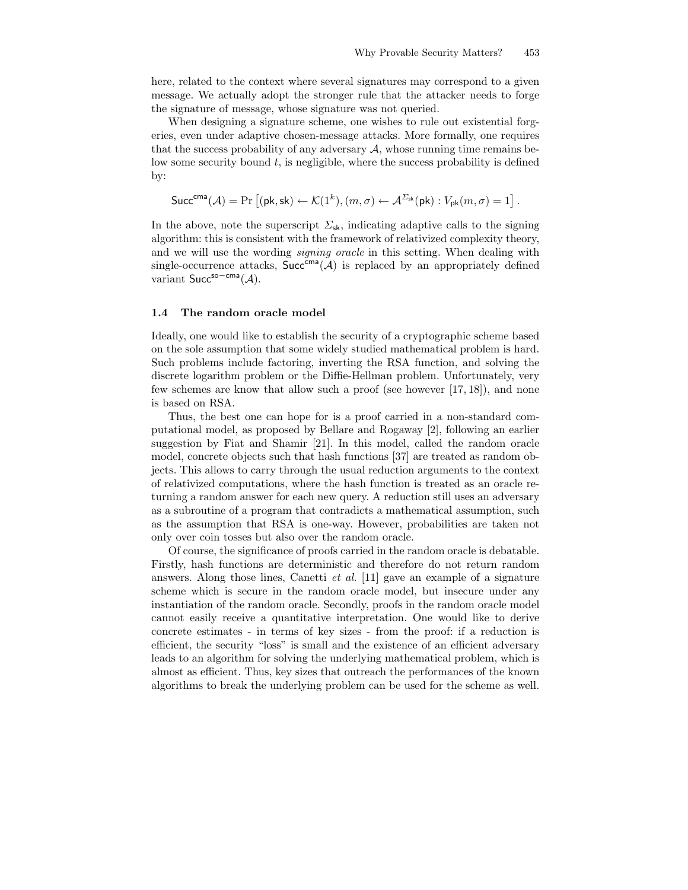here, related to the context where several signatures may correspond to a given message. We actually adopt the stronger rule that the attacker needs to forge the signature of message, whose signature was not queried.

When designing a signature scheme, one wishes to rule out existential forgeries, even under adaptive chosen-message attacks. More formally, one requires that the success probability of any adversary $\mathcal{A}$, whose running time remains below some security bound $t$, is negligible, where the success probability is defined by:

$$\mathsf{Succ}^{\mathsf{cma}}(\mathcal{A}) = \Pr\left[(\mathsf{pk}, \mathsf{sk}) \leftarrow \mathcal{K}(1^k), (m, \sigma) \leftarrow \mathcal{A}^{\Sigma_{\mathsf{sk}}}(\mathsf{pk}) : V_{\mathsf{pk}}(m, \sigma) = 1\right].$$

In the above, note the superscript $\Sigma_{\mathsf{sk}}$, indicating adaptive calls to the signing algorithm: this is consistent with the framework of relativized complexity theory, and we will use the wording *signing oracle* in this setting. When dealing with single-occurrence attacks, $\mathsf{Succ}^{\mathsf{cma}}(\mathcal{A})$ is replaced by an appropriately defined variant $\mathsf{Succ}^{\mathsf{so-cma}}(\mathcal{A})$.

### 1.4 The random oracle model

Ideally, one would like to establish the security of a cryptographic scheme based on the sole assumption that some widely studied mathematical problem is hard. Such problems include factoring, inverting the RSA function, and solving the discrete logarithm problem or the Diffie-Hellman problem. Unfortunately, very few schemes are know that allow such a proof (see however [17, 18]), and none is based on RSA.

Thus, the best one can hope for is a proof carried in a non-standard computational model, as proposed by Bellare and Rogaway [2], following an earlier suggestion by Fiat and Shamir [21]. In this model, called the random oracle model, concrete objects such that hash functions [37] are treated as random objects. This allows to carry through the usual reduction arguments to the context of relativized computations, where the hash function is treated as an oracle returning a random answer for each new query. A reduction still uses an adversary as a subroutine of a program that contradicts a mathematical assumption, such as the assumption that RSA is one-way. However, probabilities are taken not only over coin tosses but also over the random oracle.

Of course, the significance of proofs carried in the random oracle is debatable. Firstly, hash functions are deterministic and therefore do not return random answers. Along those lines, Canetti *et al.* [11] gave an example of a signature scheme which is secure in the random oracle model, but insecure under any instantiation of the random oracle. Secondly, proofs in the random oracle model cannot easily receive a quantitative interpretation. One would like to derive concrete estimates - in terms of key sizes - from the proof: if a reduction is efficient, the security "loss" is small and the existence of an efficient adversary leads to an algorithm for solving the underlying mathematical problem, which is almost as efficient. Thus, key sizes that outreach the performances of the known algorithms to break the underlying problem can be used for the scheme as well.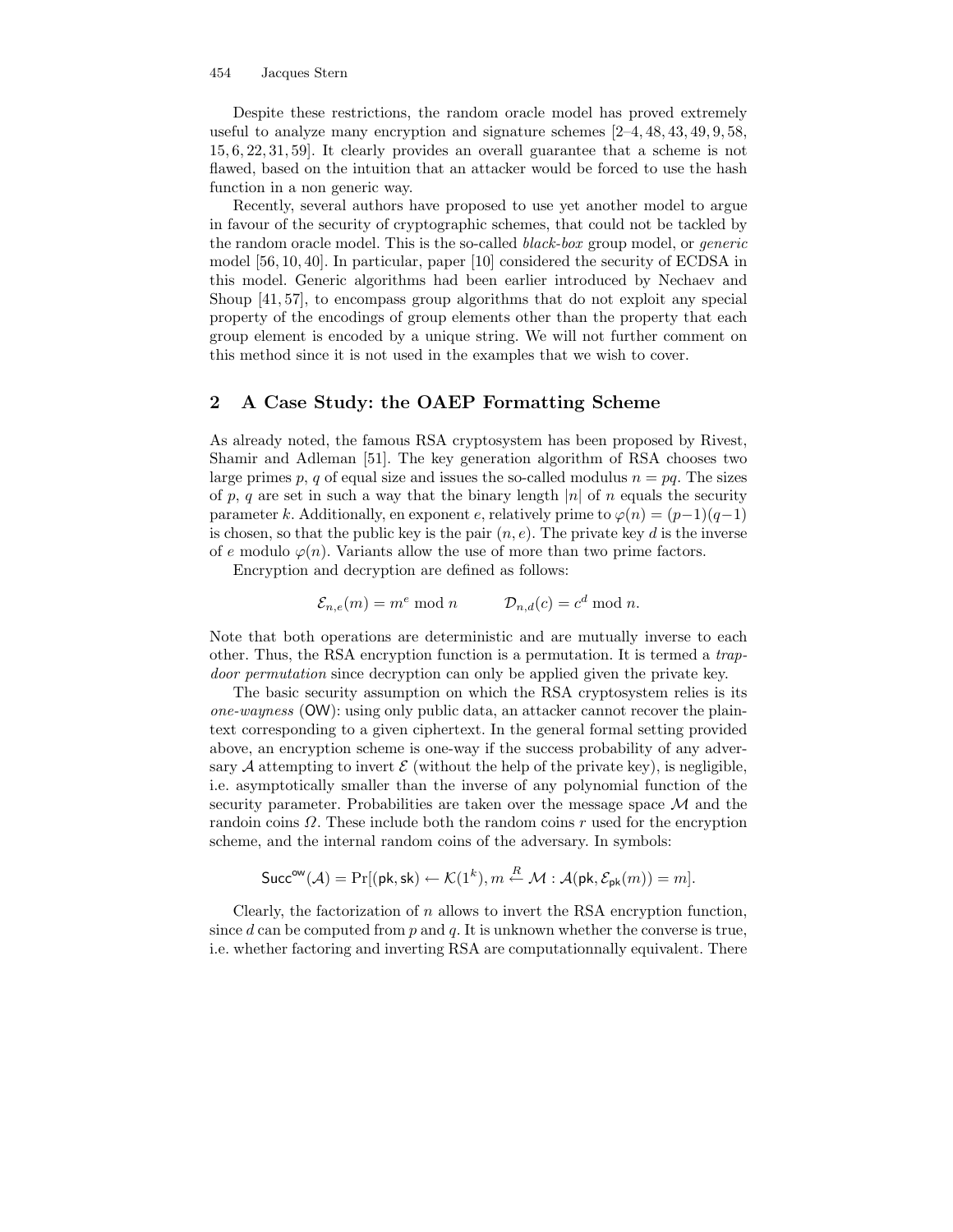Despite these restrictions, the random oracle model has proved extremely useful to analyze many encryption and signature schemes [2–4, 48, 43, 49, 9, 58, 15, 6, 22, 31, 59]. It clearly provides an overall guarantee that a scheme is not flawed, based on the intuition that an attacker would be forced to use the hash function in a non generic way.

Recently, several authors have proposed to use yet another model to argue in favour of the security of cryptographic schemes, that could not be tackled by the random oracle model. This is the so-called *black-box* group model, or *generic* model [56, 10, 40]. In particular, paper [10] considered the security of ECDSA in this model. Generic algorithms had been earlier introduced by Nechaev and Shoup [41, 57], to encompass group algorithms that do not exploit any special property of the encodings of group elements other than the property that each group element is encoded by a unique string. We will not further comment on this method since it is not used in the examples that we wish to cover.

## 2 A Case Study: the OAEP Formatting Scheme

As already noted, the famous RSA cryptosystem has been proposed by Rivest, Shamir and Adleman [51]. The key generation algorithm of RSA chooses two large primes $p$, $q$ of equal size and issues the so-called modulus $n = pq$. The sizes of $p$, $q$ are set in such a way that the binary length $|n|$ of $n$ equals the security parameter $k$. Additionally, en exponent $e$, relatively prime to $\varphi(n) = (p-1)(q-1)$ is chosen, so that the public key is the pair $(n, e)$. The private key $d$ is the inverse of $e$ modulo $\varphi(n)$. Variants allow the use of more than two prime factors.

Encryption and decryption are defined as follows:

$$\mathcal{E}_{n,e}(m) = m^e \bmod n \qquad \mathcal{D}_{n,d}(c) = c^d \bmod n.$$

Note that both operations are deterministic and are mutually inverse to each other. Thus, the RSA encryption function is a permutation. It is termed a *trapdoor permutation* since decryption can only be applied given the private key.

The basic security assumption on which the RSA cryptosystem relies is its *one-wayness* (OW): using only public data, an attacker cannot recover the plaintext corresponding to a given ciphertext. In the general formal setting provided above, an encryption scheme is one-way if the success probability of any adversary $\mathcal{A}$ attempting to invert $\mathcal{E}$ (without the help of the private key), is negligible, i.e. asymptotically smaller than the inverse of any polynomial function of the security parameter. Probabilities are taken over the message space $\mathcal{M}$ and the randoin coins $\Omega$. These include both the random coins $r$ used for the encryption scheme, and the internal random coins of the adversary. In symbols:

$$\mathsf{Succ}^{\mathsf{ow}}(\mathcal{A}) = \Pr[(\mathsf{pk}, \mathsf{sk}) \leftarrow \mathcal{K}(1^k), m \xleftarrow{R} \mathcal{M} : \mathcal{A}(\mathsf{pk}, \mathcal{E}_{\mathsf{pk}}(m)) = m].$$

Clearly, the factorization of $n$ allows to invert the RSA encryption function, since $d$ can be computed from $p$ and $q$. It is unknown whether the converse is true, i.e. whether factoring and inverting RSA are computationnally equivalent. There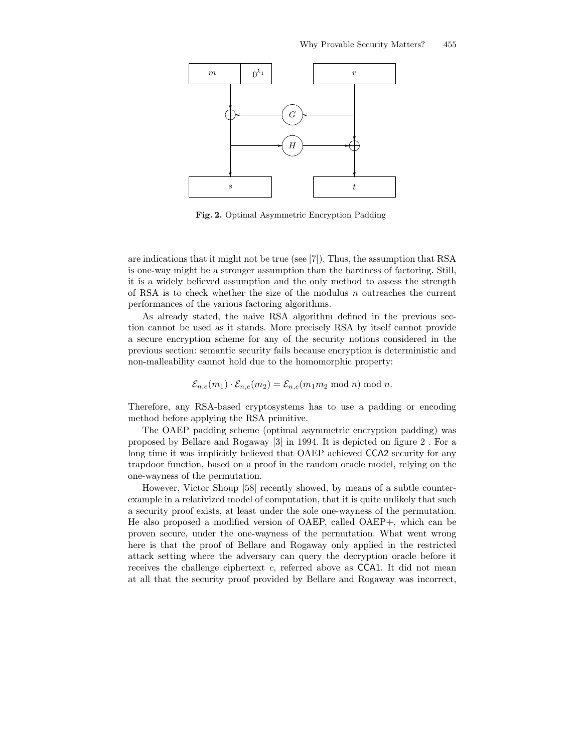**Fig. 2.** Optimal Asymmetric Encryption Padding

are indications that it might not be true (see [7]). Thus, the assumption that RSA is one-way might be a stronger assumption than the hardness of factoring. Still, it is a widely believed assumption and the only method to assess the strength of RSA is to check whether the size of the modulus $n$ outreaches the current performances of the various factoring algorithms.

As already stated, the naive RSA algorithm defined in the previous section cannot be used as it stands. More precisely RSA by itself cannot provide a secure encryption scheme for any of the security notions considered in the previous section: semantic security fails because encryption is deterministic and non-malleability cannot hold due to the homomorphic property:

$$\mathcal{E}_{n,e}(m_1) \cdot \mathcal{E}_{n,e}(m_2) = \mathcal{E}_{n,e}(m_1 m_2 \bmod n) \bmod n.$$

Therefore, any RSA-based cryptosystems has to use a padding or encoding method before applying the RSA primitive.

The OAEP padding scheme (optimal asymmetric encryption padding) was proposed by Bellare and Rogaway [3] in 1994. It is depicted on figure 2 . For a long time it was implicitly believed that OAEP achieved CCA2 security for any trapdoor function, based on a proof in the random oracle model, relying on the one-wayness of the permutation.

However, Victor Shoup [58] recently showed, by means of a subtle counter-example in a relativized model of computation, that it is quite unlikely that such a security proof exists, at least under the sole one-wayness of the permutation. He also proposed a modified version of OAEP, called OAEP+, which can be proven secure, under the one-wayness of the permutation. What went wrong here is that the proof of Bellare and Rogaway only applied in the restricted attack setting where the adversary can query the decryption oracle before it receives the challenge ciphertext $c$, referred above as CCA1. It did not mean at all that the security proof provided by Bellare and Rogaway was incorrect,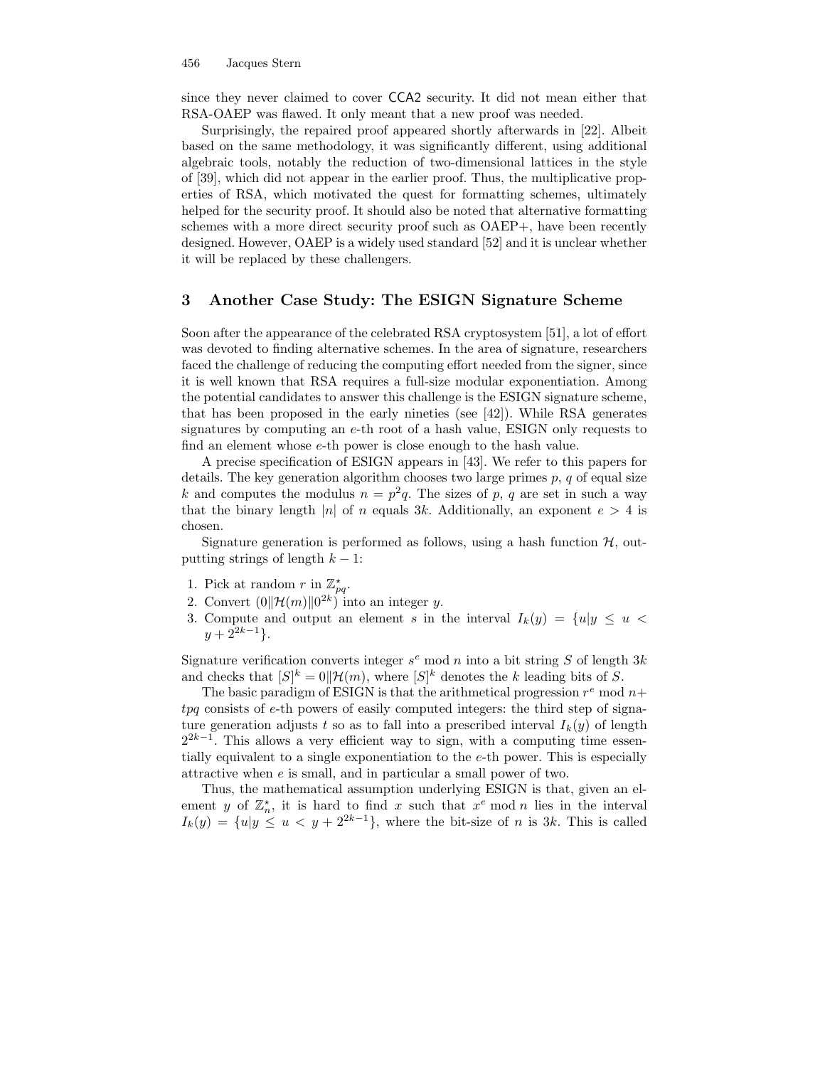since they never claimed to cover CCA2 security. It did not mean either that RSA-OAEP was flawed. It only meant that a new proof was needed.

Surprisingly, the repaired proof appeared shortly afterwards in [22]. Albeit based on the same methodology, it was significantly different, using additional algebraic tools, notably the reduction of two-dimensional lattices in the style of [39], which did not appear in the earlier proof. Thus, the multiplicative properties of RSA, which motivated the quest for formatting schemes, ultimately helped for the security proof. It should also be noted that alternative formatting schemes with a more direct security proof such as OAEP+, have been recently designed. However, OAEP is a widely used standard [52] and it is unclear whether it will be replaced by these challengers.

## 3 Another Case Study: The ESIGN Signature Scheme

Soon after the appearance of the celebrated RSA cryptosystem [51], a lot of effort was devoted to finding alternative schemes. In the area of signature, researchers faced the challenge of reducing the computing effort needed from the signer, since it is well known that RSA requires a full-size modular exponentiation. Among the potential candidates to answer this challenge is the ESIGN signature scheme, that has been proposed in the early nineties (see [42]). While RSA generates signatures by computing an $e$-th root of a hash value, ESIGN only requests to find an element whose $e$-th power is close enough to the hash value.

A precise specification of ESIGN appears in [43]. We refer to this papers for details. The key generation algorithm chooses two large primes $p$, $q$ of equal size $k$ and computes the modulus $n = p^2q$. The sizes of $p$, $q$ are set in such a way that the binary length $|n|$ of $n$ equals $3k$. Additionally, an exponent $e > 4$ is chosen.

Signature generation is performed as follows, using a hash function $\mathcal{H}$, outputting strings of length $k-1$:

1. Pick at random $r$ in $\mathbb{Z}^\star_{pq}$.
2. Convert $(0\|\mathcal{H}(m)\|0^{2k})$ into an integer $y$.
3. Compute and output an element $s$ in the interval $I_k(y) = \{u | y \leq u < y + 2^{2k-1}\}$.

Signature verification converts integer $s^e \bmod n$ into a bit string $S$ of length $3k$ and checks that $[S]^k = 0\|\mathcal{H}(m)$, where $[S]^k$ denotes the $k$ leading bits of $S$.

The basic paradigm of ESIGN is that the arithmetical progression $r^e \bmod n + tpq$ consists of $e$-th powers of easily computed integers: the third step of signature generation adjusts $t$ so as to fall into a prescribed interval $I_k(y)$ of length $2^{2k-1}$. This allows a very efficient way to sign, with a computing time essentially equivalent to a single exponentiation to the $e$-th power. This is especially attractive when $e$ is small, and in particular a small power of two.

Thus, the mathematical assumption underlying ESIGN is that, given an element $y$ of $\mathbb{Z}^\star_n$, it is hard to find $x$ such that $x^e \bmod n$ lies in the interval $I_k(y) = \{u | y \leq u < y + 2^{2k-1}\}$, where the bit-size of $n$ is $3k$. This is called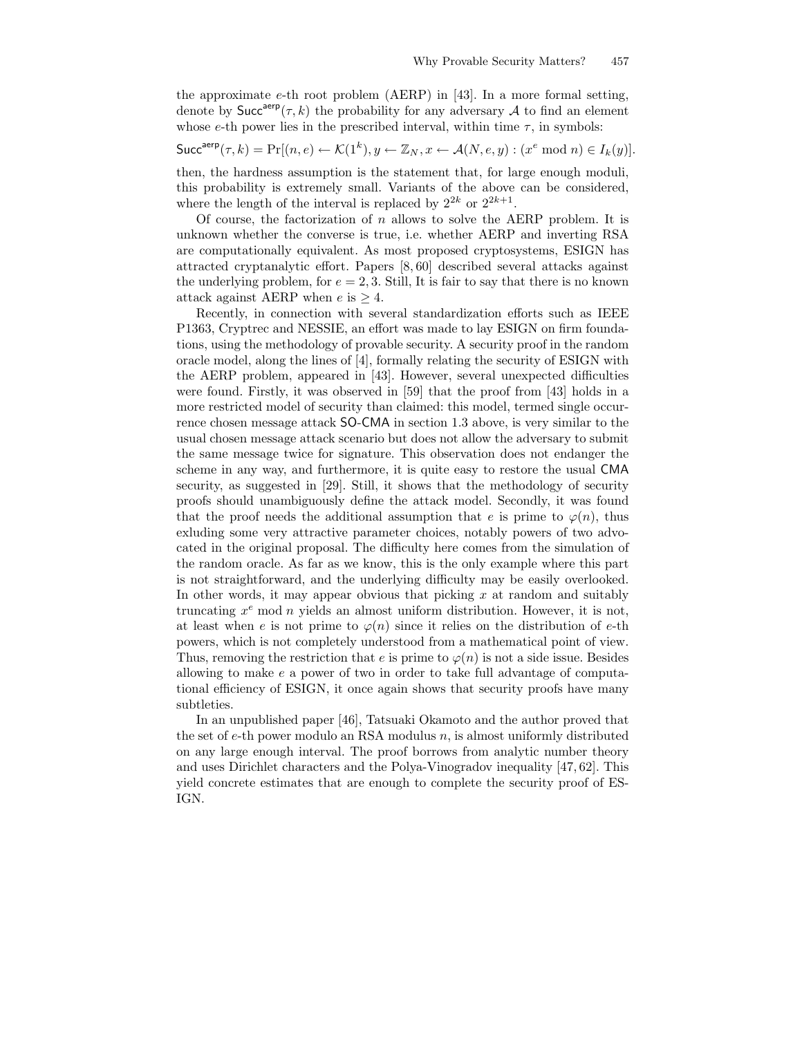the approximate $e$-th root problem (AERP) in [43]. In a more formal setting, denote by $\mathsf{Succ}^{\mathsf{aerp}}(\tau, k)$ the probability for any adversary $\mathcal{A}$ to find an element whose $e$-th power lies in the prescribed interval, within time $\tau$, in symbols:

$$\mathsf{Succ}^{\mathsf{aerp}}(\tau, k) = \Pr[(n, e) \leftarrow \mathcal{K}(1^k), y \leftarrow \mathbb{Z}_N, x \leftarrow \mathcal{A}(N, e, y) : (x^e \bmod n) \in I_k(y)].$$

then, the hardness assumption is the statement that, for large enough moduli, this probability is extremely small. Variants of the above can be considered, where the length of the interval is replaced by $2^{2k}$ or $2^{2k+1}$.

Of course, the factorization of $n$ allows to solve the AERP problem. It is unknown whether the converse is true, i.e. whether AERP and inverting RSA are computationally equivalent. As most proposed cryptosystems, ESIGN has attracted cryptanalytic effort. Papers [8, 60] described several attacks against the underlying problem, for $e = 2, 3$. Still, It is fair to say that there is no known attack against AERP when $e$ is $\geq 4$.

Recently, in connection with several standardization efforts such as IEEE P1363, Cryptrec and NESSIE, an effort was made to lay ESIGN on firm foundations, using the methodology of provable security. A security proof in the random oracle model, along the lines of [4], formally relating the security of ESIGN with the AERP problem, appeared in [43]. However, several unexpected difficulties were found. Firstly, it was observed in [59] that the proof from [43] holds in a more restricted model of security than claimed: this model, termed single occurrence chosen message attack SO-CMA in section 1.3 above, is very similar to the usual chosen message attack scenario but does not allow the adversary to submit the same message twice for signature. This observation does not endanger the scheme in any way, and furthermore, it is quite easy to restore the usual CMA security, as suggested in [29]. Still, it shows that the methodology of security proofs should unambiguously define the attack model. Secondly, it was found that the proof needs the additional assumption that $e$ is prime to $\varphi(n)$, thus exluding some very attractive parameter choices, notably powers of two advocated in the original proposal. The difficulty here comes from the simulation of the random oracle. As far as we know, this is the only example where this part is not straightforward, and the underlying difficulty may be easily overlooked. In other words, it may appear obvious that picking $x$ at random and suitably truncating $x^e \bmod n$ yields an almost uniform distribution. However, it is not, at least when $e$ is not prime to $\varphi(n)$ since it relies on the distribution of $e$-th powers, which is not completely understood from a mathematical point of view. Thus, removing the restriction that $e$ is prime to $\varphi(n)$ is not a side issue. Besides allowing to make $e$ a power of two in order to take full advantage of computational efficiency of ESIGN, it once again shows that security proofs have many subtleties.

In an unpublished paper [46], Tatsuaki Okamoto and the author proved that the set of $e$-th power modulo an RSA modulus $n$, is almost uniformly distributed on any large enough interval. The proof borrows from analytic number theory and uses Dirichlet characters and the Polya-Vinogradov inequality [47, 62]. This yield concrete estimates that are enough to complete the security proof of ESIGN.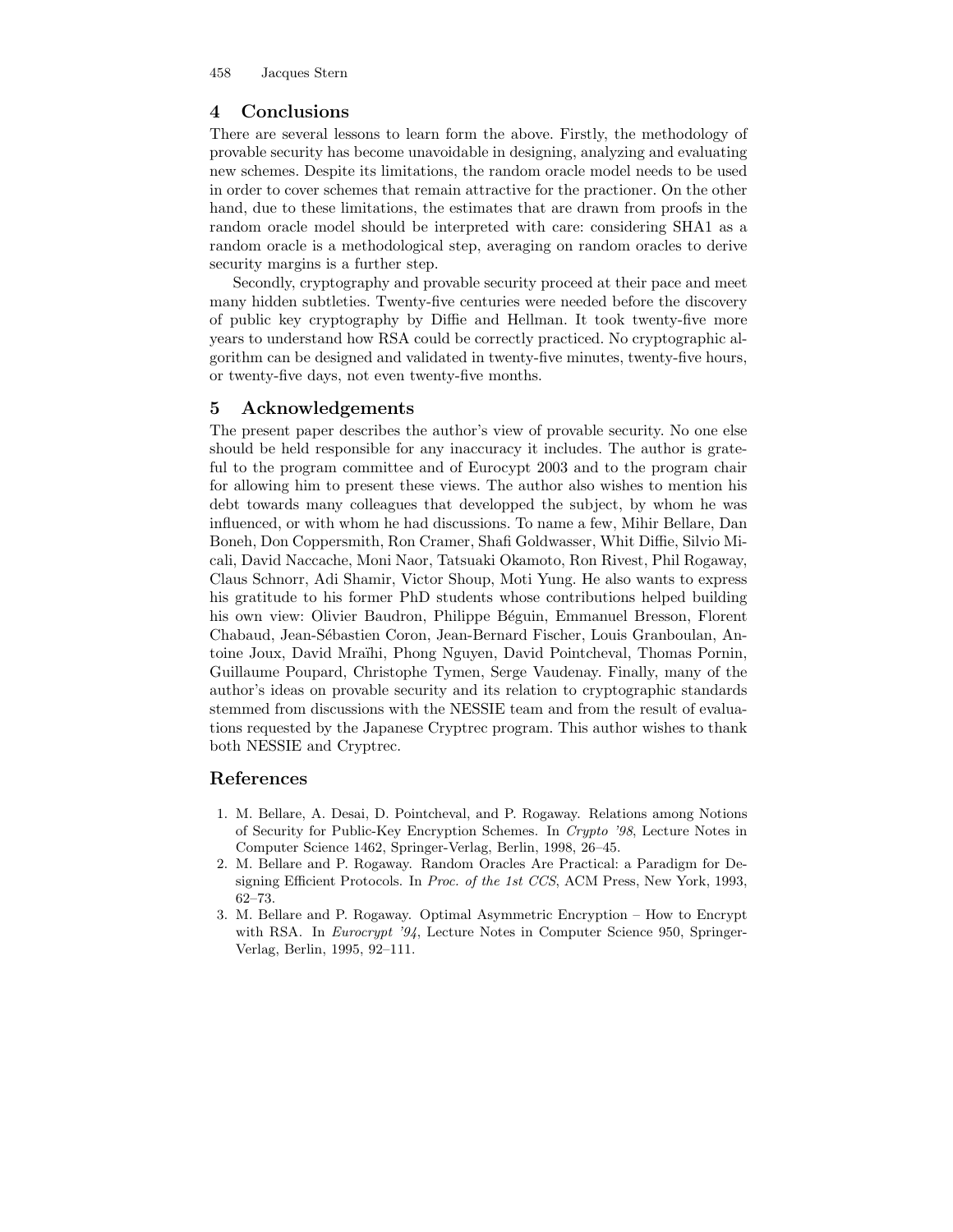## 4 Conclusions

There are several lessons to learn form the above. Firstly, the methodology of provable security has become unavoidable in designing, analyzing and evaluating new schemes. Despite its limitations, the random oracle model needs to be used in order to cover schemes that remain attractive for the practioner. On the other hand, due to these limitations, the estimates that are drawn from proofs in the random oracle model should be interpreted with care: considering SHA1 as a random oracle is a methodological step, averaging on random oracles to derive security margins is a further step.

Secondly, cryptography and provable security proceed at their pace and meet many hidden subtleties. Twenty-five centuries were needed before the discovery of public key cryptography by Diffie and Hellman. It took twenty-five more years to understand how RSA could be correctly practiced. No cryptographic algorithm can be designed and validated in twenty-five minutes, twenty-five hours, or twenty-five days, not even twenty-five months.

## 5 Acknowledgements

The present paper describes the author's view of provable security. No one else should be held responsible for any inaccuracy it includes. The author is grateful to the program committee and of Eurocypt 2003 and to the program chair for allowing him to present these views. The author also wishes to mention his debt towards many colleagues that developped the subject, by whom he was influenced, or with whom he had discussions. To name a few, Mihir Bellare, Dan Boneh, Don Coppersmith, Ron Cramer, Shafi Goldwasser, Whit Diffie, Silvio Micali, David Naccache, Moni Naor, Tatsuaki Okamoto, Ron Rivest, Phil Rogaway, Claus Schnorr, Adi Shamir, Victor Shoup, Moti Yung. He also wants to express his gratitude to his former PhD students whose contributions helped building his own view: Olivier Baudron, Philippe Béguin, Emmanuel Bresson, Florent Chabaud, Jean-Sébastien Coron, Jean-Bernard Fischer, Louis Granboulan, Antoine Joux, David Mraïhi, Phong Nguyen, David Pointcheval, Thomas Pornin, Guillaume Poupard, Christophe Tymen, Serge Vaudenay. Finally, many of the author's ideas on provable security and its relation to cryptographic standards stemmed from discussions with the NESSIE team and from the result of evaluations requested by the Japanese Cryptrec program. This author wishes to thank both NESSIE and Cryptrec.

## References

1. M. Bellare, A. Desai, D. Pointcheval, and P. Rogaway. Relations among Notions of Security for Public-Key Encryption Schemes. In *Crypto '98*, Lecture Notes in Computer Science 1462, Springer-Verlag, Berlin, 1998, 26–45.
2. M. Bellare and P. Rogaway. Random Oracles Are Practical: a Paradigm for Designing Efficient Protocols. In *Proc. of the 1st CCS*, ACM Press, New York, 1993, 62–73.
3. M. Bellare and P. Rogaway. Optimal Asymmetric Encryption – How to Encrypt with RSA. In *Eurocrypt '94*, Lecture Notes in Computer Science 950, Springer-Verlag, Berlin, 1995, 92–111.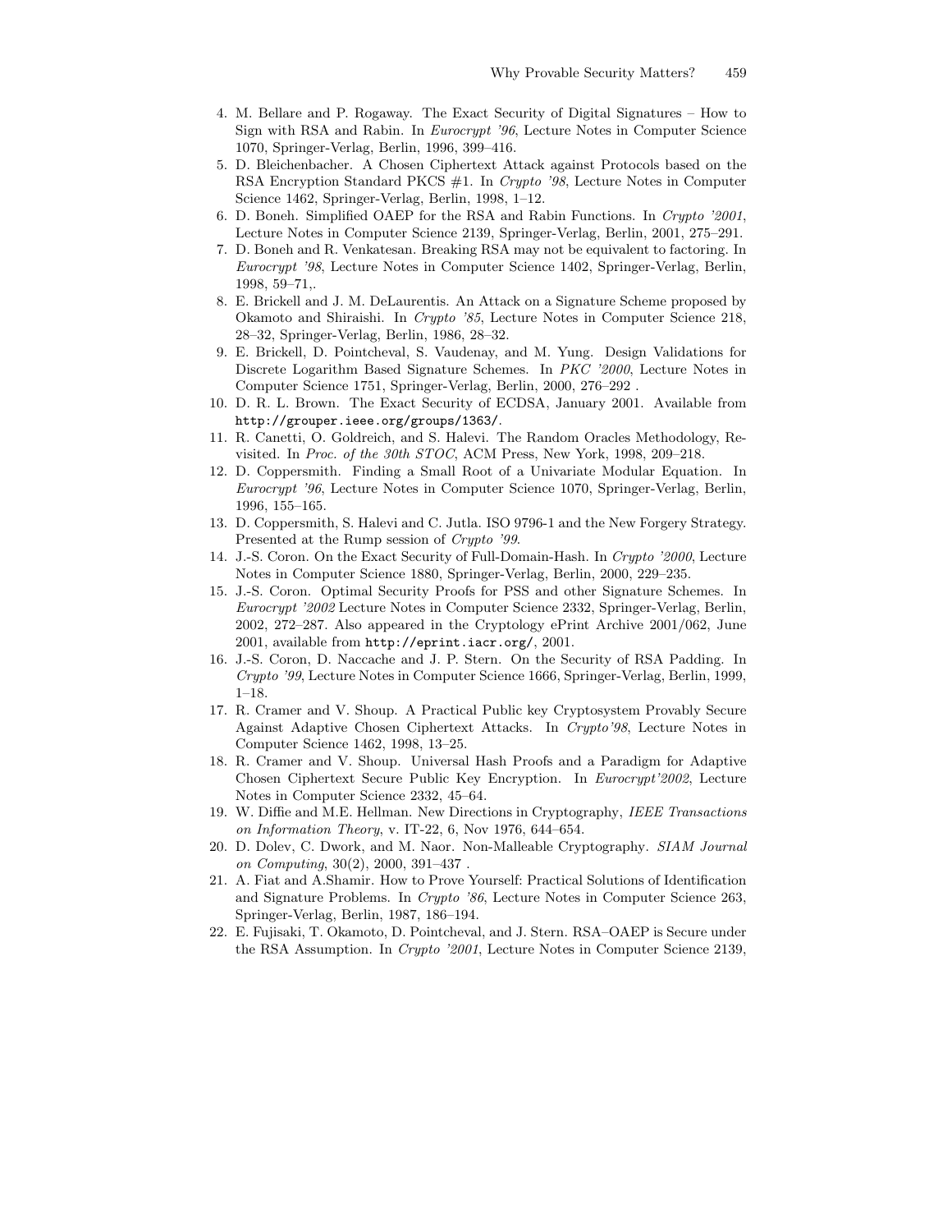4. M. Bellare and P. Rogaway. The Exact Security of Digital Signatures – How to Sign with RSA and Rabin. In *Eurocrypt '96*, Lecture Notes in Computer Science 1070, Springer-Verlag, Berlin, 1996, 399–416.
5. D. Bleichenbacher. A Chosen Ciphertext Attack against Protocols based on the RSA Encryption Standard PKCS #1. In *Crypto '98*, Lecture Notes in Computer Science 1462, Springer-Verlag, Berlin, 1998, 1–12.
6. D. Boneh. Simplified OAEP for the RSA and Rabin Functions. In *Crypto '2001*, Lecture Notes in Computer Science 2139, Springer-Verlag, Berlin, 2001, 275–291.
7. D. Boneh and R. Venkatesan. Breaking RSA may not be equivalent to factoring. In *Eurocrypt '98*, Lecture Notes in Computer Science 1402, Springer-Verlag, Berlin, 1998, 59–71,.
8. E. Brickell and J. M. DeLaurentis. An Attack on a Signature Scheme proposed by Okamoto and Shiraishi. In *Crypto '85*, Lecture Notes in Computer Science 218, 28–32, Springer-Verlag, Berlin, 1986, 28–32.
9. E. Brickell, D. Pointcheval, S. Vaudenay, and M. Yung. Design Validations for Discrete Logarithm Based Signature Schemes. In *PKC '2000*, Lecture Notes in Computer Science 1751, Springer-Verlag, Berlin, 2000, 276–292 .
10. D. R. L. Brown. The Exact Security of ECDSA, January 2001. Available from `http://grouper.ieee.org/groups/1363/`.
11. R. Canetti, O. Goldreich, and S. Halevi. The Random Oracles Methodology, Revisited. In *Proc. of the 30th STOC*, ACM Press, New York, 1998, 209–218.
12. D. Coppersmith. Finding a Small Root of a Univariate Modular Equation. In *Eurocrypt '96*, Lecture Notes in Computer Science 1070, Springer-Verlag, Berlin, 1996, 155–165.
13. D. Coppersmith, S. Halevi and C. Jutla. ISO 9796-1 and the New Forgery Strategy. Presented at the Rump session of *Crypto '99*.
14. J.-S. Coron. On the Exact Security of Full-Domain-Hash. In *Crypto '2000*, Lecture Notes in Computer Science 1880, Springer-Verlag, Berlin, 2000, 229–235.
15. J.-S. Coron. Optimal Security Proofs for PSS and other Signature Schemes. In *Eurocrypt '2002* Lecture Notes in Computer Science 2332, Springer-Verlag, Berlin, 2002, 272–287. Also appeared in the Cryptology ePrint Archive 2001/062, June 2001, available from `http://eprint.iacr.org/`, 2001.
16. J.-S. Coron, D. Naccache and J. P. Stern. On the Security of RSA Padding. In *Crypto '99*, Lecture Notes in Computer Science 1666, Springer-Verlag, Berlin, 1999, 1–18.
17. R. Cramer and V. Shoup. A Practical Public key Cryptosystem Provably Secure Against Adaptive Chosen Ciphertext Attacks. In *Crypto'98*, Lecture Notes in Computer Science 1462, 1998, 13–25.
18. R. Cramer and V. Shoup. Universal Hash Proofs and a Paradigm for Adaptive Chosen Ciphertext Secure Public Key Encryption. In *Eurocrypt'2002*, Lecture Notes in Computer Science 2332, 45–64.
19. W. Diffie and M.E. Hellman. New Directions in Cryptography, *IEEE Transactions on Information Theory*, v. IT-22, 6, Nov 1976, 644–654.
20. D. Dolev, C. Dwork, and M. Naor. Non-Malleable Cryptography. *SIAM Journal on Computing*, 30(2), 2000, 391–437 .
21. A. Fiat and A.Shamir. How to Prove Yourself: Practical Solutions of Identification and Signature Problems. In *Crypto '86*, Lecture Notes in Computer Science 263, Springer-Verlag, Berlin, 1987, 186–194.
22. E. Fujisaki, T. Okamoto, D. Pointcheval, and J. Stern. RSA–OAEP is Secure under the RSA Assumption. In *Crypto '2001*, Lecture Notes in Computer Science 2139,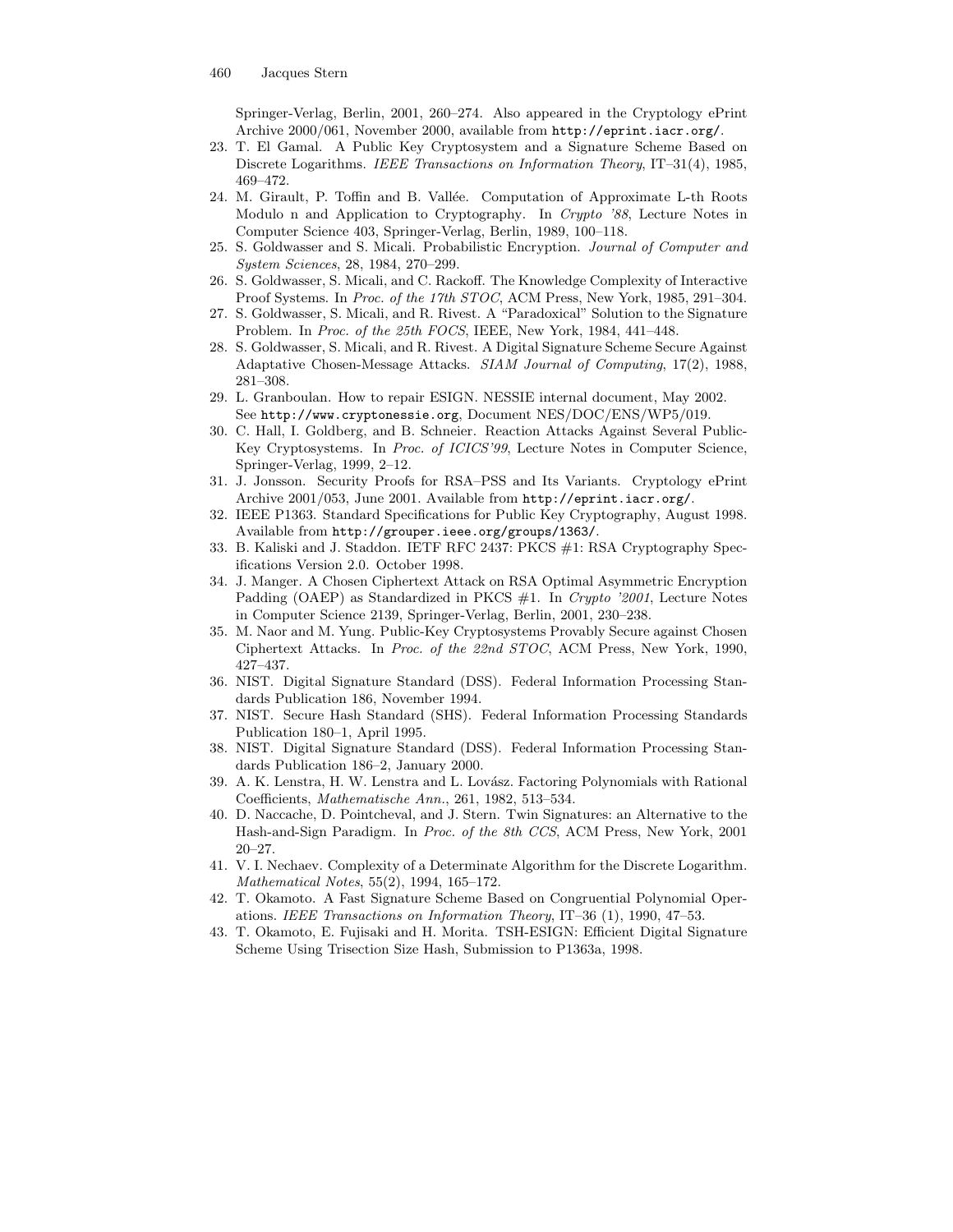Springer-Verlag, Berlin, 2001, 260–274. Also appeared in the Cryptology ePrint Archive 2000/061, November 2000, available from `http://eprint.iacr.org/`.

23. T. El Gamal. A Public Key Cryptosystem and a Signature Scheme Based on Discrete Logarithms. *IEEE Transactions on Information Theory*, IT–31(4), 1985, 469–472.
24. M. Girault, P. Toffin and B. Vallée. Computation of Approximate L-th Roots Modulo n and Application to Cryptography. In *Crypto '88*, Lecture Notes in Computer Science 403, Springer-Verlag, Berlin, 1989, 100–118.
25. S. Goldwasser and S. Micali. Probabilistic Encryption. *Journal of Computer and System Sciences*, 28, 1984, 270–299.
26. S. Goldwasser, S. Micali, and C. Rackoff. The Knowledge Complexity of Interactive Proof Systems. In *Proc. of the 17th STOC*, ACM Press, New York, 1985, 291–304.
27. S. Goldwasser, S. Micali, and R. Rivest. A "Paradoxical" Solution to the Signature Problem. In *Proc. of the 25th FOCS*, IEEE, New York, 1984, 441–448.
28. S. Goldwasser, S. Micali, and R. Rivest. A Digital Signature Scheme Secure Against Adaptative Chosen-Message Attacks. *SIAM Journal of Computing*, 17(2), 1988, 281–308.
29. L. Granboulan. How to repair ESIGN. NESSIE internal document, May 2002. See `http://www.cryptonessie.org`, Document NES/DOC/ENS/WP5/019.
30. C. Hall, I. Goldberg, and B. Schneier. Reaction Attacks Against Several Public-Key Cryptosystems. In *Proc. of ICICS'99*, Lecture Notes in Computer Science, Springer-Verlag, 1999, 2–12.
31. J. Jonsson. Security Proofs for RSA–PSS and Its Variants. Cryptology ePrint Archive 2001/053, June 2001. Available from `http://eprint.iacr.org/`.
32. IEEE P1363. Standard Specifications for Public Key Cryptography, August 1998. Available from `http://grouper.ieee.org/groups/1363/`.
33. B. Kaliski and J. Staddon. IETF RFC 2437: PKCS #1: RSA Cryptography Specifications Version 2.0. October 1998.
34. J. Manger. A Chosen Ciphertext Attack on RSA Optimal Asymmetric Encryption Padding (OAEP) as Standardized in PKCS #1. In *Crypto '2001*, Lecture Notes in Computer Science 2139, Springer-Verlag, Berlin, 2001, 230–238.
35. M. Naor and M. Yung. Public-Key Cryptosystems Provably Secure against Chosen Ciphertext Attacks. In *Proc. of the 22nd STOC*, ACM Press, New York, 1990, 427–437.
36. NIST. Digital Signature Standard (DSS). Federal Information Processing Standards Publication 186, November 1994.
37. NIST. Secure Hash Standard (SHS). Federal Information Processing Standards Publication 180–1, April 1995.
38. NIST. Digital Signature Standard (DSS). Federal Information Processing Standards Publication 186–2, January 2000.
39. A. K. Lenstra, H. W. Lenstra and L. Lovász. Factoring Polynomials with Rational Coefficients, *Mathematische Ann.*, 261, 1982, 513–534.
40. D. Naccache, D. Pointcheval, and J. Stern. Twin Signatures: an Alternative to the Hash-and-Sign Paradigm. In *Proc. of the 8th CCS*, ACM Press, New York, 2001 20–27.
41. V. I. Nechaev. Complexity of a Determinate Algorithm for the Discrete Logarithm. *Mathematical Notes*, 55(2), 1994, 165–172.
42. T. Okamoto. A Fast Signature Scheme Based on Congruential Polynomial Operations. *IEEE Transactions on Information Theory*, IT–36 (1), 1990, 47–53.
43. T. Okamoto, E. Fujisaki and H. Morita. TSH-ESIGN: Efficient Digital Signature Scheme Using Trisection Size Hash, Submission to P1363a, 1998.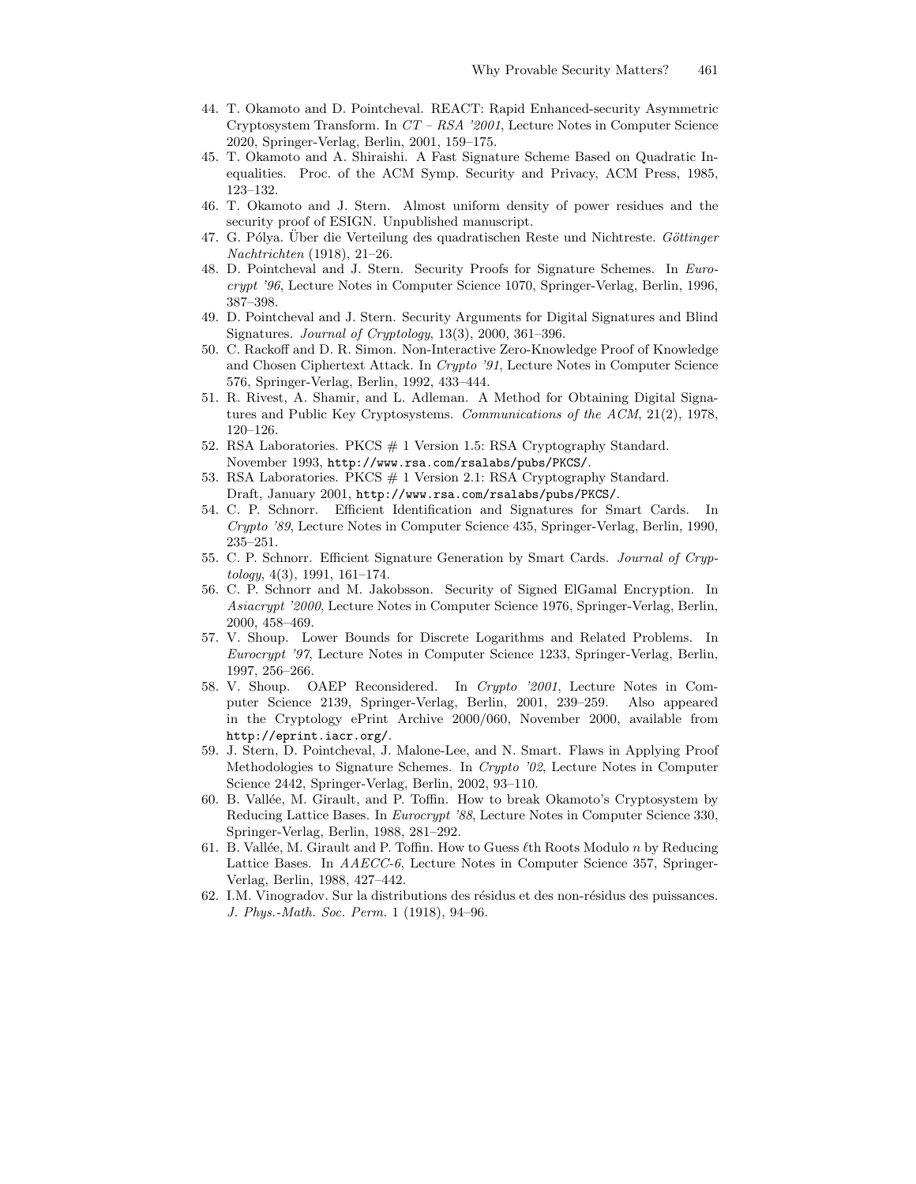44. T. Okamoto and D. Pointcheval. REACT: Rapid Enhanced-security Asymmetric Cryptosystem Transform. In *CT – RSA '2001*, Lecture Notes in Computer Science 2020, Springer-Verlag, Berlin, 2001, 159–175.
45. T. Okamoto and A. Shiraishi. A Fast Signature Scheme Based on Quadratic Inequalities. Proc. of the ACM Symp. Security and Privacy, ACM Press, 1985, 123–132.
46. T. Okamoto and J. Stern. Almost uniform density of power residues and the security proof of ESIGN. Unpublished manuscript.
47. G. Pólya. Über die Verteilung des quadratischen Reste und Nichtreste. *Göttinger Nachtrichten* (1918), 21–26.
48. D. Pointcheval and J. Stern. Security Proofs for Signature Schemes. In *Eurocrypt '96*, Lecture Notes in Computer Science 1070, Springer-Verlag, Berlin, 1996, 387–398.
49. D. Pointcheval and J. Stern. Security Arguments for Digital Signatures and Blind Signatures. *Journal of Cryptology*, 13(3), 2000, 361–396.
50. C. Rackoff and D. R. Simon. Non-Interactive Zero-Knowledge Proof of Knowledge and Chosen Ciphertext Attack. In *Crypto '91*, Lecture Notes in Computer Science 576, Springer-Verlag, Berlin, 1992, 433–444.
51. R. Rivest, A. Shamir, and L. Adleman. A Method for Obtaining Digital Signatures and Public Key Cryptosystems. *Communications of the ACM*, 21(2), 1978, 120–126.
52. RSA Laboratories. PKCS # 1 Version 1.5: RSA Cryptography Standard. November 1993, `http://www.rsa.com/rsalabs/pubs/PKCS/`.
53. RSA Laboratories. PKCS # 1 Version 2.1: RSA Cryptography Standard. Draft, January 2001, `http://www.rsa.com/rsalabs/pubs/PKCS/`.
54. C. P. Schnorr. Efficient Identification and Signatures for Smart Cards. In *Crypto '89*, Lecture Notes in Computer Science 435, Springer-Verlag, Berlin, 1990, 235–251.
55. C. P. Schnorr. Efficient Signature Generation by Smart Cards. *Journal of Cryptology*, 4(3), 1991, 161–174.
56. C. P. Schnorr and M. Jakobsson. Security of Signed ElGamal Encryption. In *Asiacrypt '2000*, Lecture Notes in Computer Science 1976, Springer-Verlag, Berlin, 2000, 458–469.
57. V. Shoup. Lower Bounds for Discrete Logarithms and Related Problems. In *Eurocrypt '97*, Lecture Notes in Computer Science 1233, Springer-Verlag, Berlin, 1997, 256–266.
58. V. Shoup. OAEP Reconsidered. In *Crypto '2001*, Lecture Notes in Computer Science 2139, Springer-Verlag, Berlin, 2001, 239–259. Also appeared in the Cryptology ePrint Archive 2000/060, November 2000, available from `http://eprint.iacr.org/`.
59. J. Stern, D. Pointcheval, J. Malone-Lee, and N. Smart. Flaws in Applying Proof Methodologies to Signature Schemes. In *Crypto '02*, Lecture Notes in Computer Science 2442, Springer-Verlag, Berlin, 2002, 93–110.
60. B. Vallée, M. Girault, and P. Toffin. How to break Okamoto's Cryptosystem by Reducing Lattice Bases. In *Eurocrypt '88*, Lecture Notes in Computer Science 330, Springer-Verlag, Berlin, 1988, 281–292.
61. B. Vallée, M. Girault and P. Toffin. How to Guess $\ell$th Roots Modulo $n$ by Reducing Lattice Bases. In *AAECC-6*, Lecture Notes in Computer Science 357, Springer-Verlag, Berlin, 1988, 427–442.
62. I.M. Vinogradov. Sur la distributions des résidus et des non-résidus des puissances. *J. Phys.-Math. Soc. Perm.* 1 (1918), 94–96.